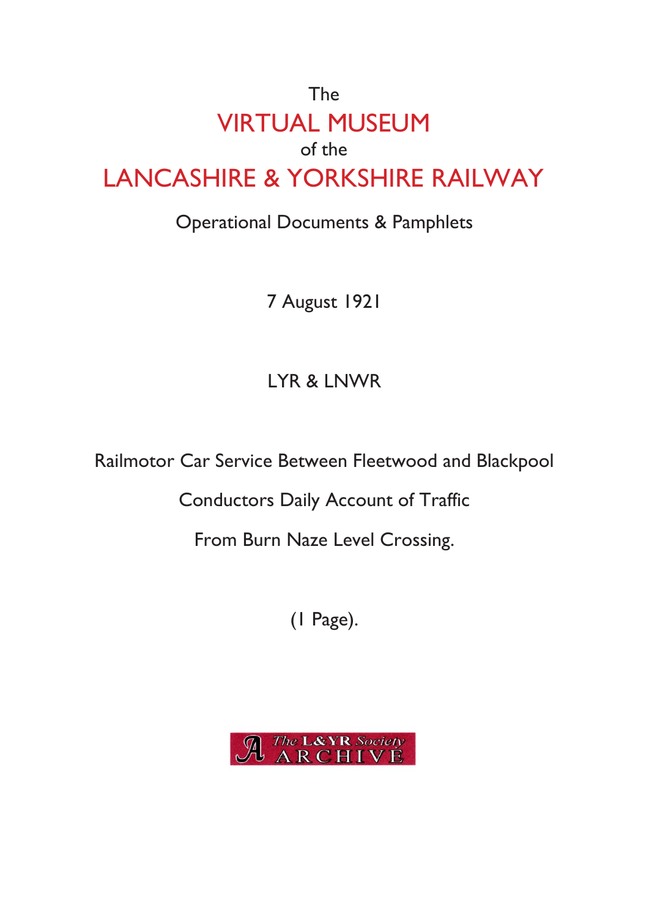The

# VIRTUAL MUSEUM

of the

# LANCASHIRE & YORKSHIRE RAILWAY

Operational Documents & Pamphlets

7 August 1921

LYR & LNWR

Railmotor Car Service Between Fleetwood and Blackpool

Conductors Daily Account of Traffic

From Burn Naze Level Crossing.

(1 Page).

The L&YR Society ARCHIVE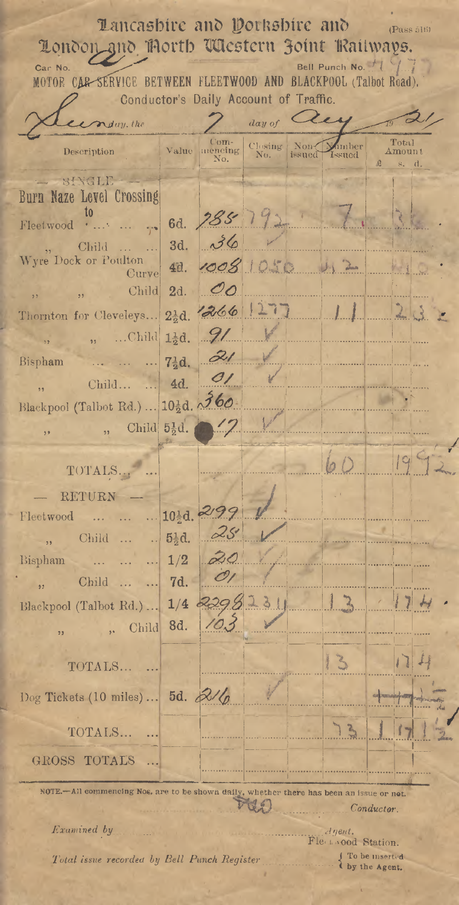Lancashire and Yorkshire and (Pass 516)

London and North Western Joint Railways.

Car No. Bell Punch No. 4977

MOTOR CAR SERVICE BETWEEN FLEETWOOD AND BLACKPOOL (Talbot Road).

Conductor's Daily Account of Traffic.

Sunday, the 7 day of Aug 1921

| Description | Value | Commencing No. | Closing No. | Non-issued | Number Issued | Total Amount £ | s. | d. |
|---|---|---|---|---|---|---|---|---|
| — SINGLE — | | | | | | | | |
| Burn Naze Level Crossing to Fleetwood | 6d. | 785 | 792 | | 7 | | 3 | 6 |
| „ Child | 3d. | 36 | ✓ | | | | | |
| Wyre Dock or Poulton Curve | 4½d. | 1008 | 1050 | | 42 | | 15 | 9 |
| „ „ Child | 2d. | 00 | | | | | | |
| Thornton for Cleveleys | 2½d. | 1266 | 1277 | | 11 | | 2 | 3½ |
| „ „ ...Child | 1½d. | 91 | ✓ | | | | | |
| Bispham | 7½d. | 21 | ✓ | | | | | |
| „ Child | 4d. | 01 | ✓ | | | | | |
| Blackpool (Talbot Rd.) | 10½d. | 360 | | | | | | |
| „ „ Child | 5½d. | 17 | ✓ | | | | | |
| TOTALS | | | | | 60 | | 19 | 9½ |
| — RETURN — | | | | | | | | |
| Fleetwood | 10½d. | 299 | ✓ | | | | | |
| „ Child | 5½d. | 25 | ✓ | | | | | |
| Bispham | 1/2 | 20 | ✓ | | | | | |
| „ Child | 7d. | 01 | ✓ | | | | | |
| Blackpool (Talbot Rd.) | 1/4 | 2298 | 2311 | | 13 | | 17 | 4 |
| „ „ Child | 8d. | 103 | ✓ | | | | | |
| TOTALS | | | | | 13 | | 17 | 4 |
| Dog Tickets (10 miles) | 5d. | 216 | ✓ | | | | | |
| TOTALS | | | | | 73 | 1 | 17 | 1½ |
| GROSS TOTALS | | | | | | | | |

NOTE.—All commencing Nos. are to be shown daily, whether there has been an issue or not.

Conductor.

*Examined by* ........................ *Agent*, Fleetwood Station.

*Total issue recorded by Bell Punch Register* ........ To be inserted by the Agent.